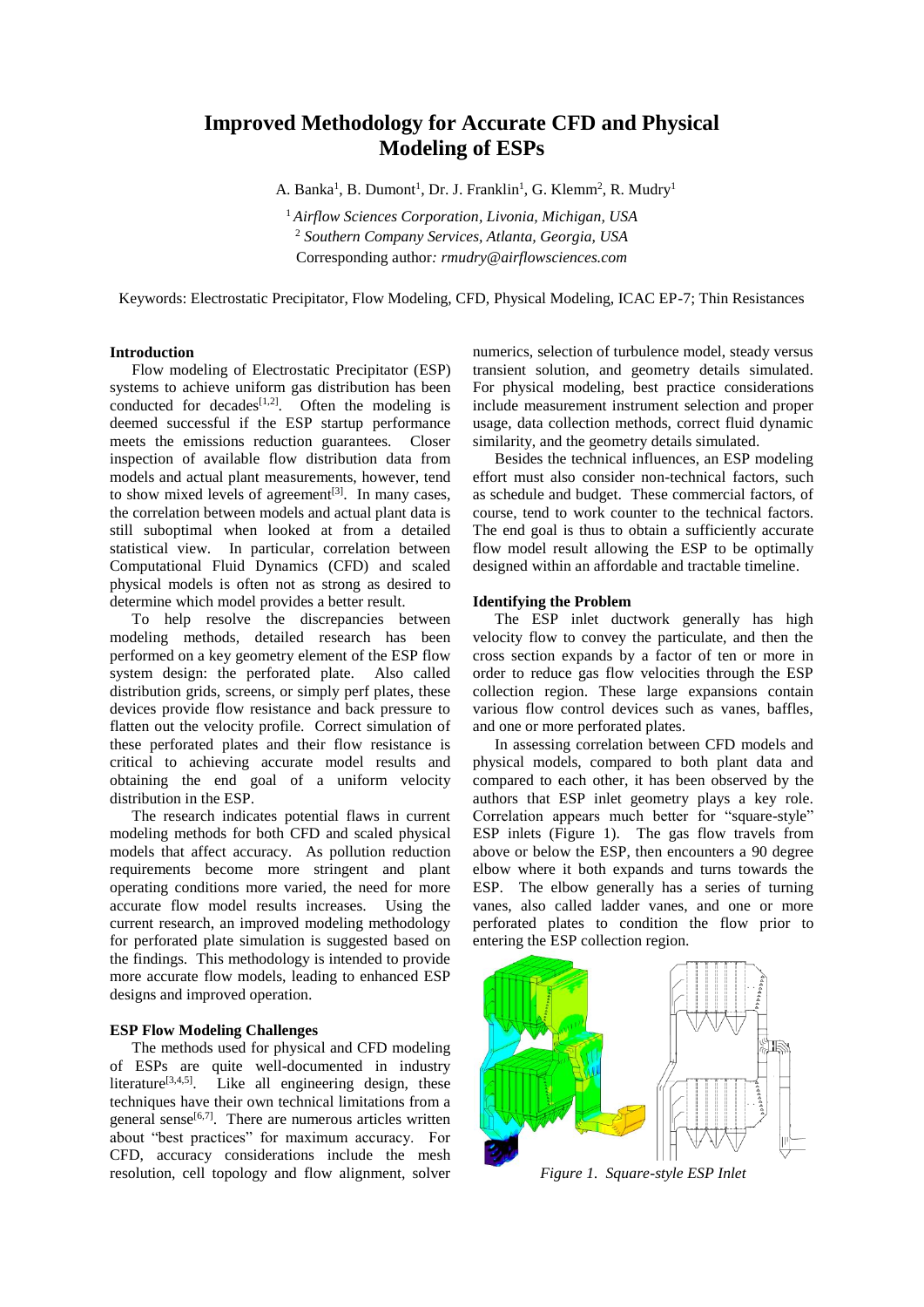# Improved Methodology for Accurate CFD and Physical Modeling of ESPs

A. Banka[1], B. Dumont[1], Dr. J. Franklin[1], G. Klemm[2], R. Mudry[1]

[1] *Airflow Sciences Corporation, Livonia, Michigan, USA*
[2] *Southern Company Services, Atlanta, Georgia, USA*
Corresponding author*: rmudry@airflowsciences.com*

Keywords: Electrostatic Precipitator, Flow Modeling, CFD, Physical Modeling, ICAC EP-7; Thin Resistances

### Introduction

Flow modeling of Electrostatic Precipitator (ESP) systems to achieve uniform gas distribution has been conducted for decades[1,2]. Often the modeling is deemed successful if the ESP startup performance meets the emissions reduction guarantees. Closer inspection of available flow distribution data from models and actual plant measurements, however, tend to show mixed levels of agreement[3]. In many cases, the correlation between models and actual plant data is still suboptimal when looked at from a detailed statistical view. In particular, correlation between Computational Fluid Dynamics (CFD) and scaled physical models is often not as strong as desired to determine which model provides a better result.

To help resolve the discrepancies between modeling methods, detailed research has been performed on a key geometry element of the ESP flow system design: the perforated plate. Also called distribution grids, screens, or simply perf plates, these devices provide flow resistance and back pressure to flatten out the velocity profile. Correct simulation of these perforated plates and their flow resistance is critical to achieving accurate model results and obtaining the end goal of a uniform velocity distribution in the ESP.

The research indicates potential flaws in current modeling methods for both CFD and scaled physical models that affect accuracy. As pollution reduction requirements become more stringent and plant operating conditions more varied, the need for more accurate flow model results increases. Using the current research, an improved modeling methodology for perforated plate simulation is suggested based on the findings. This methodology is intended to provide more accurate flow models, leading to enhanced ESP designs and improved operation.

### ESP Flow Modeling Challenges

The methods used for physical and CFD modeling of ESPs are quite well-documented in industry literature[3,4,5]. Like all engineering design, these techniques have their own technical limitations from a general sense[6,7]. There are numerous articles written about "best practices" for maximum accuracy. For CFD, accuracy considerations include the mesh resolution, cell topology and flow alignment, solver numerics, selection of turbulence model, steady versus transient solution, and geometry details simulated. For physical modeling, best practice considerations include measurement instrument selection and proper usage, data collection methods, correct fluid dynamic similarity, and the geometry details simulated.

Besides the technical influences, an ESP modeling effort must also consider non-technical factors, such as schedule and budget. These commercial factors, of course, tend to work counter to the technical factors. The end goal is thus to obtain a sufficiently accurate flow model result allowing the ESP to be optimally designed within an affordable and tractable timeline.

### Identifying the Problem

The ESP inlet ductwork generally has high velocity flow to convey the particulate, and then the cross section expands by a factor of ten or more in order to reduce gas flow velocities through the ESP collection region. These large expansions contain various flow control devices such as vanes, baffles, and one or more perforated plates.

In assessing correlation between CFD models and physical models, compared to both plant data and compared to each other, it has been observed by the authors that ESP inlet geometry plays a key role. Correlation appears much better for "square-style" ESP inlets (Figure 1). The gas flow travels from above or below the ESP, then encounters a 90 degree elbow where it both expands and turns towards the ESP. The elbow generally has a series of turning vanes, also called ladder vanes, and one or more perforated plates to condition the flow prior to entering the ESP collection region.

*Figure 1. Square-style ESP Inlet*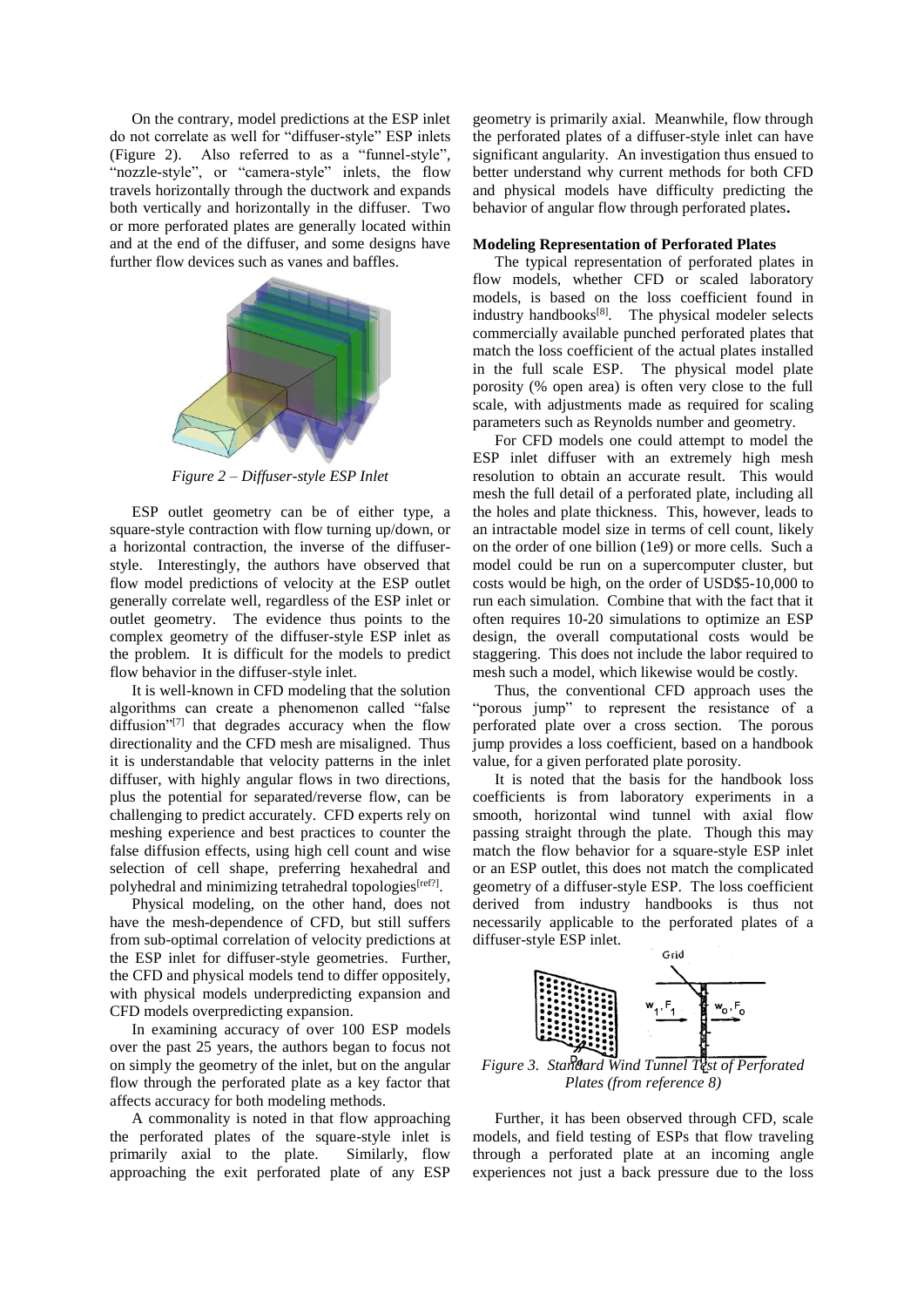On the contrary, model predictions at the ESP inlet do not correlate as well for "diffuser-style" ESP inlets (Figure 2). Also referred to as a "funnel-style", "nozzle-style", or "camera-style" inlets, the flow travels horizontally through the ductwork and expands both vertically and horizontally in the diffuser. Two or more perforated plates are generally located within and at the end of the diffuser, and some designs have further flow devices such as vanes and baffles.

*Figure 2 – Diffuser-style ESP Inlet*

ESP outlet geometry can be of either type, a square-style contraction with flow turning up/down, or a horizontal contraction, the inverse of the diffuser-style. Interestingly, the authors have observed that flow model predictions of velocity at the ESP outlet generally correlate well, regardless of the ESP inlet or outlet geometry. The evidence thus points to the complex geometry of the diffuser-style ESP inlet as the problem. It is difficult for the models to predict flow behavior in the diffuser-style inlet.

It is well-known in CFD modeling that the solution algorithms can create a phenomenon called "false diffusion"[7] that degrades accuracy when the flow directionality and the CFD mesh are misaligned. Thus it is understandable that velocity patterns in the inlet diffuser, with highly angular flows in two directions, plus the potential for separated/reverse flow, can be challenging to predict accurately. CFD experts rely on meshing experience and best practices to counter the false diffusion effects, using high cell count and wise selection of cell shape, preferring hexahedral and polyhedral and minimizing tetrahedral topologies[ref?].

Physical modeling, on the other hand, does not have the mesh-dependence of CFD, but still suffers from sub-optimal correlation of velocity predictions at the ESP inlet for diffuser-style geometries. Further, the CFD and physical models tend to differ oppositely, with physical models underpredicting expansion and CFD models overpredicting expansion.

In examining accuracy of over 100 ESP models over the past 25 years, the authors began to focus not on simply the geometry of the inlet, but on the angular flow through the perforated plate as a key factor that affects accuracy for both modeling methods.

A commonality is noted in that flow approaching the perforated plates of the square-style inlet is primarily axial to the plate. Similarly, flow approaching the exit perforated plate of any ESP geometry is primarily axial. Meanwhile, flow through the perforated plates of a diffuser-style inlet can have significant angularity. An investigation thus ensued to better understand why current methods for both CFD and physical models have difficulty predicting the behavior of angular flow through perforated plates.

**Modeling Representation of Perforated Plates**

The typical representation of perforated plates in flow models, whether CFD or scaled laboratory models, is based on the loss coefficient found in industry handbooks[8]. The physical modeler selects commercially available punched perforated plates that match the loss coefficient of the actual plates installed in the full scale ESP. The physical model plate porosity (% open area) is often very close to the full scale, with adjustments made as required for scaling parameters such as Reynolds number and geometry.

For CFD models one could attempt to model the ESP inlet diffuser with an extremely high mesh resolution to obtain an accurate result. This would mesh the full detail of a perforated plate, including all the holes and plate thickness. This, however, leads to an intractable model size in terms of cell count, likely on the order of one billion (1e9) or more cells. Such a model could be run on a supercomputer cluster, but costs would be high, on the order of USD$5-10,000 to run each simulation. Combine that with the fact that it often requires 10-20 simulations to optimize an ESP design, the overall computational costs would be staggering. This does not include the labor required to mesh such a model, which likewise would be costly.

Thus, the conventional CFD approach uses the "porous jump" to represent the resistance of a perforated plate over a cross section. The porous jump provides a loss coefficient, based on a handbook value, for a given perforated plate porosity.

It is noted that the basis for the handbook loss coefficients is from laboratory experiments in a smooth, horizontal wind tunnel with axial flow passing straight through the plate. Though this may match the flow behavior for a square-style ESP inlet or an ESP outlet, this does not match the complicated geometry of a diffuser-style ESP. The loss coefficient derived from industry handbooks is thus not necessarily applicable to the perforated plates of a diffuser-style ESP inlet.

*Figure 3. Standard Wind Tunnel Test of Perforated Plates (from reference 8)*

Further, it has been observed through CFD, scale models, and field testing of ESPs that flow traveling through a perforated plate at an incoming angle experiences not just a back pressure due to the loss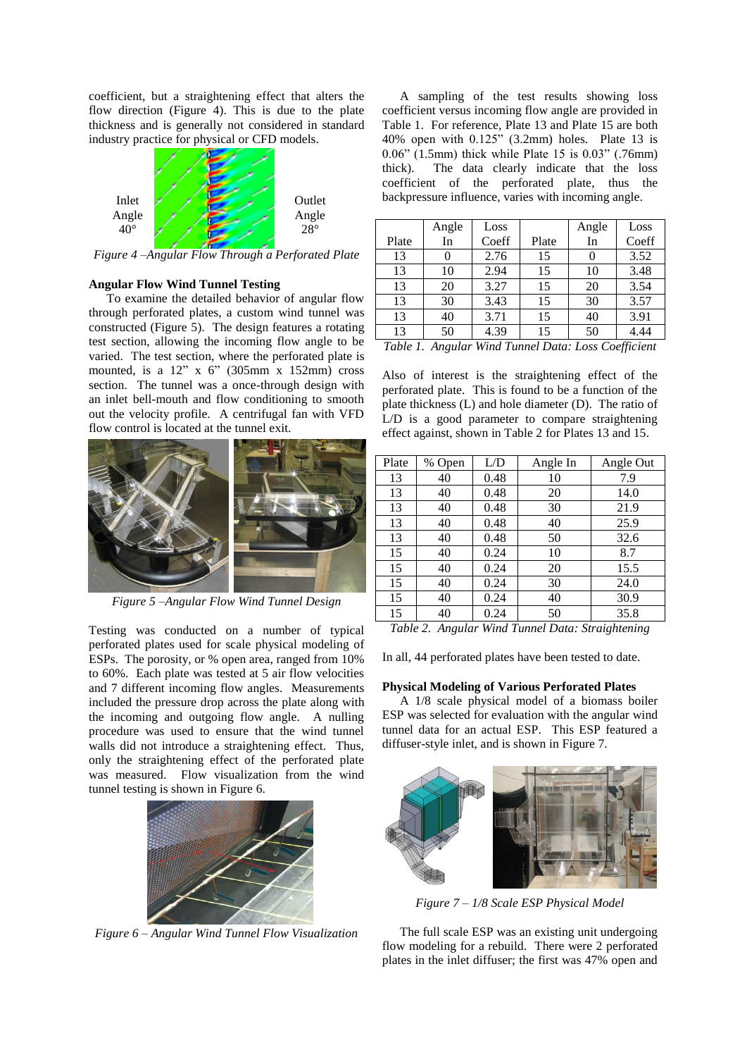coefficient, but a straightening effect that alters the flow direction (Figure 4). This is due to the plate thickness and is generally not considered in standard industry practice for physical or CFD models.

Inlet Angle 40°

Outlet Angle 28°

*Figure 4 –Angular Flow Through a Perforated Plate*

### Angular Flow Wind Tunnel Testing

To examine the detailed behavior of angular flow through perforated plates, a custom wind tunnel was constructed (Figure 5). The design features a rotating test section, allowing the incoming flow angle to be varied. The test section, where the perforated plate is mounted, is a 12" x 6" (305mm x 152mm) cross section. The tunnel was a once-through design with an inlet bell-mouth and flow conditioning to smooth out the velocity profile. A centrifugal fan with VFD flow control is located at the tunnel exit.

*Figure 5 –Angular Flow Wind Tunnel Design*

Testing was conducted on a number of typical perforated plates used for scale physical modeling of ESPs. The porosity, or % open area, ranged from 10% to 60%. Each plate was tested at 5 air flow velocities and 7 different incoming flow angles. Measurements included the pressure drop across the plate along with the incoming and outgoing flow angle. A nulling procedure was used to ensure that the wind tunnel walls did not introduce a straightening effect. Thus, only the straightening effect of the perforated plate was measured. Flow visualization from the wind tunnel testing is shown in Figure 6.

*Figure 6 – Angular Wind Tunnel Flow Visualization*

A sampling of the test results showing loss coefficient versus incoming flow angle are provided in Table 1. For reference, Plate 13 and Plate 15 are both 40% open with 0.125" (3.2mm) holes. Plate 13 is 0.06" (1.5mm) thick while Plate 15 is 0.03" (.76mm) thick). The data clearly indicate that the loss coefficient of the perforated plate, thus the backpressure influence, varies with incoming angle.

| Plate | Angle In | Loss Coeff | Plate | Angle In | Loss Coeff |
|---|---|---|---|---|---|
| 13 | 0 | 2.76 | 15 | 0 | 3.52 |
| 13 | 10 | 2.94 | 15 | 10 | 3.48 |
| 13 | 20 | 3.27 | 15 | 20 | 3.54 |
| 13 | 30 | 3.43 | 15 | 30 | 3.57 |
| 13 | 40 | 3.71 | 15 | 40 | 3.91 |
| 13 | 50 | 4.39 | 15 | 50 | 4.44 |

*Table 1. Angular Wind Tunnel Data: Loss Coefficient*

Also of interest is the straightening effect of the perforated plate. This is found to be a function of the plate thickness (L) and hole diameter (D). The ratio of L/D is a good parameter to compare straightening effect against, shown in Table 2 for Plates 13 and 15.

| Plate | % Open | L/D | Angle In | Angle Out |
|---|---|---|---|---|
| 13 | 40 | 0.48 | 10 | 7.9 |
| 13 | 40 | 0.48 | 20 | 14.0 |
| 13 | 40 | 0.48 | 30 | 21.9 |
| 13 | 40 | 0.48 | 40 | 25.9 |
| 13 | 40 | 0.48 | 50 | 32.6 |
| 15 | 40 | 0.24 | 10 | 8.7 |
| 15 | 40 | 0.24 | 20 | 15.5 |
| 15 | 40 | 0.24 | 30 | 24.0 |
| 15 | 40 | 0.24 | 40 | 30.9 |
| 15 | 40 | 0.24 | 50 | 35.8 |

*Table 2. Angular Wind Tunnel Data: Straightening*

In all, 44 perforated plates have been tested to date.

### Physical Modeling of Various Perforated Plates

A 1/8 scale physical model of a biomass boiler ESP was selected for evaluation with the angular wind tunnel data for an actual ESP. This ESP featured a diffuser-style inlet, and is shown in Figure 7.

*Figure 7 – 1/8 Scale ESP Physical Model*

The full scale ESP was an existing unit undergoing flow modeling for a rebuild. There were 2 perforated plates in the inlet diffuser; the first was 47% open and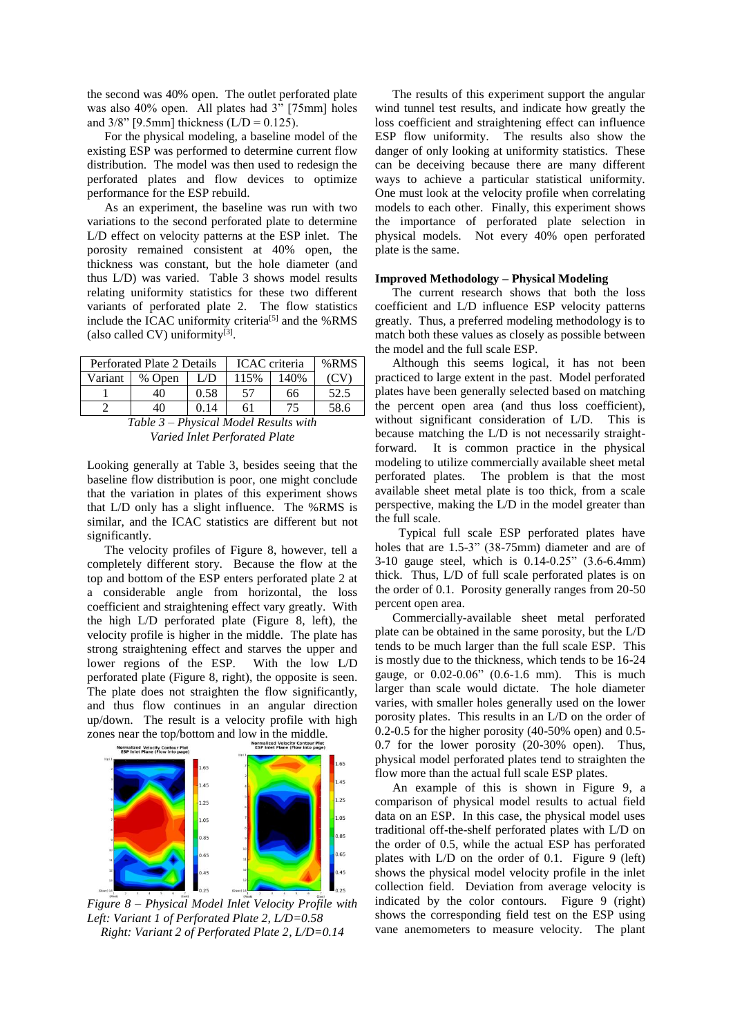the second was 40% open. The outlet perforated plate was also 40% open. All plates had 3" [75mm] holes and 3/8" [9.5mm] thickness (L/D = 0.125).

For the physical modeling, a baseline model of the existing ESP was performed to determine current flow distribution. The model was then used to redesign the perforated plates and flow devices to optimize performance for the ESP rebuild.

As an experiment, the baseline was run with two variations to the second perforated plate to determine L/D effect on velocity patterns at the ESP inlet. The porosity remained consistent at 40% open, the thickness was constant, but the hole diameter (and thus L/D) was varied. Table 3 shows model results relating uniformity statistics for these two different variants of perforated plate 2. The flow statistics include the ICAC uniformity criteria[5] and the %RMS (also called CV) uniformity[3].

| Perforated Plate 2 Details | | | ICAC criteria | | %RMS |
|---|---|---|---|---|---|
| Variant | % Open | L/D | 115% | 140% | (CV) |
| 1 | 40 | 0.58 | 57 | 66 | 52.5 |
| 2 | 40 | 0.14 | 61 | 75 | 58.6 |

*Table 3 – Physical Model Results with Varied Inlet Perforated Plate*

Looking generally at Table 3, besides seeing that the baseline flow distribution is poor, one might conclude that the variation in plates of this experiment shows that L/D only has a slight influence. The %RMS is similar, and the ICAC statistics are different but not significantly.

The velocity profiles of Figure 8, however, tell a completely different story. Because the flow at the top and bottom of the ESP enters perforated plate 2 at a considerable angle from horizontal, the loss coefficient and straightening effect vary greatly. With the high L/D perforated plate (Figure 8, left), the velocity profile is higher in the middle. The plate has strong straightening effect and starves the upper and lower regions of the ESP. With the low L/D perforated plate (Figure 8, right), the opposite is seen. The plate does not straighten the flow significantly, and thus flow continues in an angular direction up/down. The result is a velocity profile with high zones near the top/bottom and low in the middle.

*Figure 8 – Physical Model Inlet Velocity Profile with Left: Variant 1 of Perforated Plate 2, L/D=0.58 Right: Variant 2 of Perforated Plate 2, L/D=0.14*

The results of this experiment support the angular wind tunnel test results, and indicate how greatly the loss coefficient and straightening effect can influence ESP flow uniformity. The results also show the danger of only looking at uniformity statistics. These can be deceiving because there are many different ways to achieve a particular statistical uniformity. One must look at the velocity profile when correlating models to each other. Finally, this experiment shows the importance of perforated plate selection in physical models. Not every 40% open perforated plate is the same.

**Improved Methodology – Physical Modeling**

The current research shows that both the loss coefficient and L/D influence ESP velocity patterns greatly. Thus, a preferred modeling methodology is to match both these values as closely as possible between the model and the full scale ESP.

Although this seems logical, it has not been practiced to large extent in the past. Model perforated plates have been generally selected based on matching the percent open area (and thus loss coefficient), without significant consideration of L/D. This is because matching the L/D is not necessarily straight-forward. It is common practice in the physical modeling to utilize commercially available sheet metal perforated plates. The problem is that the most available sheet metal plate is too thick, from a scale perspective, making the L/D in the model greater than the full scale.

Typical full scale ESP perforated plates have holes that are 1.5-3" (38-75mm) diameter and are of 3-10 gauge steel, which is 0.14-0.25" (3.6-6.4mm) thick. Thus, L/D of full scale perforated plates is on the order of 0.1. Porosity generally ranges from 20-50 percent open area.

Commercially-available sheet metal perforated plate can be obtained in the same porosity, but the L/D tends to be much larger than the full scale ESP. This is mostly due to the thickness, which tends to be 16-24 gauge, or 0.02-0.06" (0.6-1.6 mm). This is much larger than scale would dictate. The hole diameter varies, with smaller holes generally used on the lower porosity plates. This results in an L/D on the order of 0.2-0.5 for the higher porosity (40-50% open) and 0.5-0.7 for the lower porosity (20-30% open). Thus, physical model perforated plates tend to straighten the flow more than the actual full scale ESP plates.

An example of this is shown in Figure 9, a comparison of physical model results to actual field data on an ESP. In this case, the physical model uses traditional off-the-shelf perforated plates with L/D on the order of 0.5, while the actual ESP has perforated plates with L/D on the order of 0.1. Figure 9 (left) shows the physical model velocity profile in the inlet collection field. Deviation from average velocity is indicated by the color contours. Figure 9 (right) shows the corresponding field test on the ESP using vane anemometers to measure velocity. The plant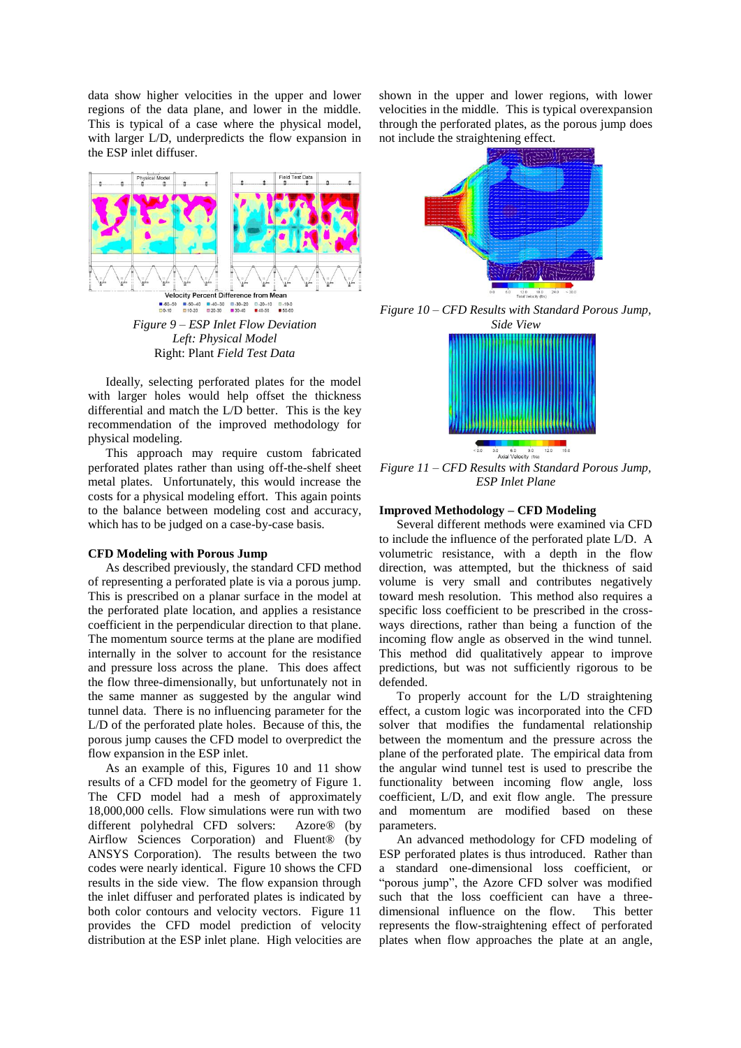data show higher velocities in the upper and lower regions of the data plane, and lower in the middle. This is typical of a case where the physical model, with larger L/D, underpredicts the flow expansion in the ESP inlet diffuser.

*Figure 9 – ESP Inlet Flow Deviation*
*Left: Physical Model*
Right: Plant *Field Test Data*

Ideally, selecting perforated plates for the model with larger holes would help offset the thickness differential and match the L/D better. This is the key recommendation of the improved methodology for physical modeling.

This approach may require custom fabricated perforated plates rather than using off-the-shelf sheet metal plates. Unfortunately, this would increase the costs for a physical modeling effort. This again points to the balance between modeling cost and accuracy, which has to be judged on a case-by-case basis.

**CFD Modeling with Porous Jump**

As described previously, the standard CFD method of representing a perforated plate is via a porous jump. This is prescribed on a planar surface in the model at the perforated plate location, and applies a resistance coefficient in the perpendicular direction to that plane. The momentum source terms at the plane are modified internally in the solver to account for the resistance and pressure loss across the plane. This does affect the flow three-dimensionally, but unfortunately not in the same manner as suggested by the angular wind tunnel data. There is no influencing parameter for the L/D of the perforated plate holes. Because of this, the porous jump causes the CFD model to overpredict the flow expansion in the ESP inlet.

As an example of this, Figures 10 and 11 show results of a CFD model for the geometry of Figure 1. The CFD model had a mesh of approximately 18,000,000 cells. Flow simulations were run with two different polyhedral CFD solvers: Azore® (by Airflow Sciences Corporation) and Fluent® (by ANSYS Corporation). The results between the two codes were nearly identical. Figure 10 shows the CFD results in the side view. The flow expansion through the inlet diffuser and perforated plates is indicated by both color contours and velocity vectors. Figure 11 provides the CFD model prediction of velocity distribution at the ESP inlet plane. High velocities are shown in the upper and lower regions, with lower velocities in the middle. This is typical overexpansion through the perforated plates, as the porous jump does not include the straightening effect.

*Figure 10 – CFD Results with Standard Porous Jump, Side View*

*Figure 11 – CFD Results with Standard Porous Jump, ESP Inlet Plane*

**Improved Methodology – CFD Modeling**

Several different methods were examined via CFD to include the influence of the perforated plate L/D. A volumetric resistance, with a depth in the flow direction, was attempted, but the thickness of said volume is very small and contributes negatively toward mesh resolution. This method also requires a specific loss coefficient to be prescribed in the cross-ways directions, rather than being a function of the incoming flow angle as observed in the wind tunnel. This method did qualitatively appear to improve predictions, but was not sufficiently rigorous to be defended.

To properly account for the L/D straightening effect, a custom logic was incorporated into the CFD solver that modifies the fundamental relationship between the momentum and the pressure across the plane of the perforated plate. The empirical data from the angular wind tunnel test is used to prescribe the functionality between incoming flow angle, loss coefficient, L/D, and exit flow angle. The pressure and momentum are modified based on these parameters.

An advanced methodology for CFD modeling of ESP perforated plates is thus introduced. Rather than a standard one-dimensional loss coefficient, or "porous jump", the Azore CFD solver was modified such that the loss coefficient can have a three-dimensional influence on the flow. This better represents the flow-straightening effect of perforated plates when flow approaches the plate at an angle,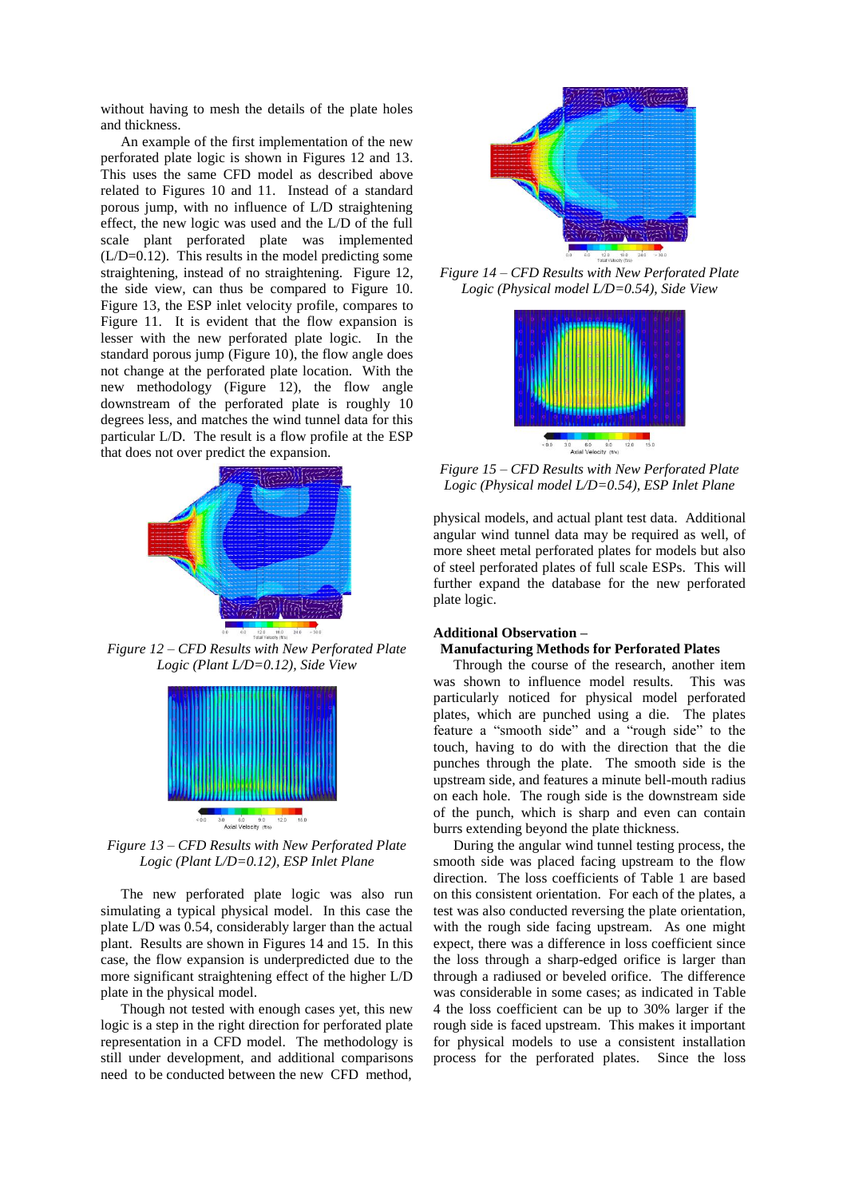without having to mesh the details of the plate holes and thickness.

An example of the first implementation of the new perforated plate logic is shown in Figures 12 and 13. This uses the same CFD model as described above related to Figures 10 and 11. Instead of a standard porous jump, with no influence of L/D straightening effect, the new logic was used and the L/D of the full scale plant perforated plate was implemented (L/D=0.12). This results in the model predicting some straightening, instead of no straightening. Figure 12, the side view, can thus be compared to Figure 10. Figure 13, the ESP inlet velocity profile, compares to Figure 11. It is evident that the flow expansion is lesser with the new perforated plate logic. In the standard porous jump (Figure 10), the flow angle does not change at the perforated plate location. With the new methodology (Figure 12), the flow angle downstream of the perforated plate is roughly 10 degrees less, and matches the wind tunnel data for this particular L/D. The result is a flow profile at the ESP that does not over predict the expansion.

*Figure 12 – CFD Results with New Perforated Plate Logic (Plant L/D=0.12), Side View*

*Figure 13 – CFD Results with New Perforated Plate Logic (Plant L/D=0.12), ESP Inlet Plane*

The new perforated plate logic was also run simulating a typical physical model. In this case the plate L/D was 0.54, considerably larger than the actual plant. Results are shown in Figures 14 and 15. In this case, the flow expansion is underpredicted due to the more significant straightening effect of the higher L/D plate in the physical model.

Though not tested with enough cases yet, this new logic is a step in the right direction for perforated plate representation in a CFD model. The methodology is still under development, and additional comparisons need to be conducted between the new CFD method, physical models, and actual plant test data. Additional angular wind tunnel data may be required as well, of more sheet metal perforated plates for models but also of steel perforated plates of full scale ESPs. This will further expand the database for the new perforated plate logic.

*Figure 14 – CFD Results with New Perforated Plate Logic (Physical model L/D=0.54), Side View*

*Figure 15 – CFD Results with New Perforated Plate Logic (Physical model L/D=0.54), ESP Inlet Plane*

### Additional Observation – Manufacturing Methods for Perforated Plates

Through the course of the research, another item was shown to influence model results. This was particularly noticed for physical model perforated plates, which are punched using a die. The plates feature a "smooth side" and a "rough side" to the touch, having to do with the direction that the die punches through the plate. The smooth side is the upstream side, and features a minute bell-mouth radius on each hole. The rough side is the downstream side of the punch, which is sharp and even can contain burrs extending beyond the plate thickness.

During the angular wind tunnel testing process, the smooth side was placed facing upstream to the flow direction. The loss coefficients of Table 1 are based on this consistent orientation. For each of the plates, a test was also conducted reversing the plate orientation, with the rough side facing upstream. As one might expect, there was a difference in loss coefficient since the loss through a sharp-edged orifice is larger than through a radiused or beveled orifice. The difference was considerable in some cases; as indicated in Table 4 the loss coefficient can be up to 30% larger if the rough side is faced upstream. This makes it important for physical models to use a consistent installation process for the perforated plates. Since the loss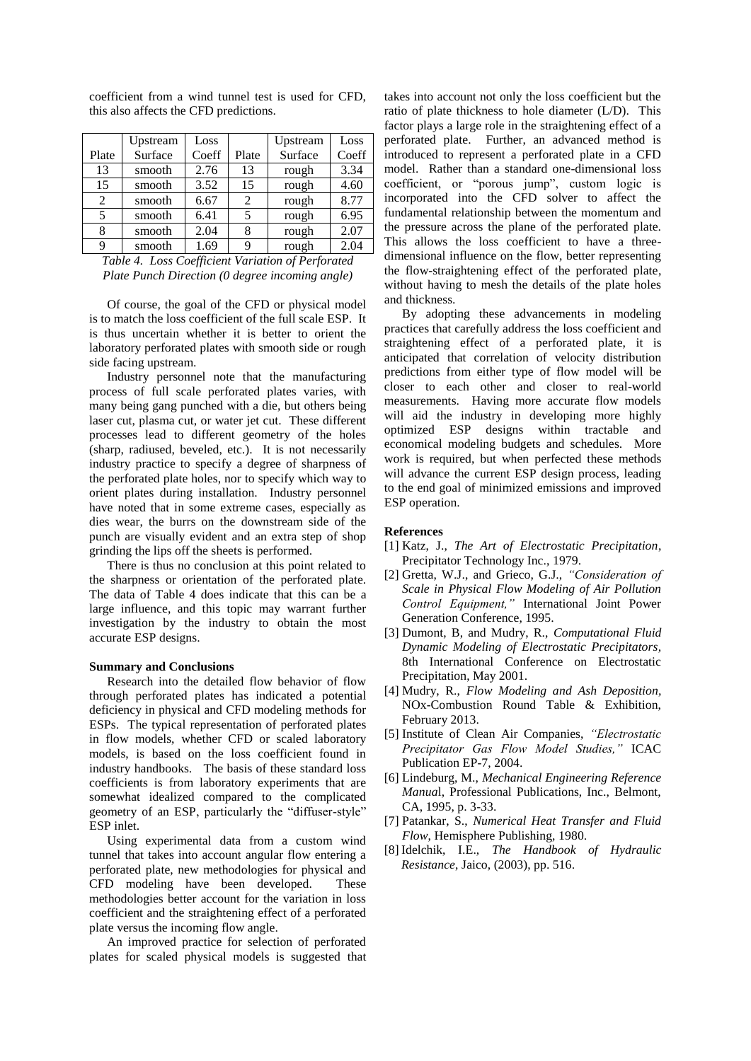coefficient from a wind tunnel test is used for CFD, this also affects the CFD predictions.

| Plate | Upstream Surface | Loss Coeff | Plate | Upstream Surface | Loss Coeff |
|---|---|---|---|---|---|
| 13 | smooth | 2.76 | 13 | rough | 3.34 |
| 15 | smooth | 3.52 | 15 | rough | 4.60 |
| 2 | smooth | 6.67 | 2 | rough | 8.77 |
| 5 | smooth | 6.41 | 5 | rough | 6.95 |
| 8 | smooth | 2.04 | 8 | rough | 2.07 |
| 9 | smooth | 1.69 | 9 | rough | 2.04 |

*Table 4. Loss Coefficient Variation of Perforated Plate Punch Direction (0 degree incoming angle)*

Of course, the goal of the CFD or physical model is to match the loss coefficient of the full scale ESP. It is thus uncertain whether it is better to orient the laboratory perforated plates with smooth side or rough side facing upstream.

Industry personnel note that the manufacturing process of full scale perforated plates varies, with many being gang punched with a die, but others being laser cut, plasma cut, or water jet cut. These different processes lead to different geometry of the holes (sharp, radiused, beveled, etc.). It is not necessarily industry practice to specify a degree of sharpness of the perforated plate holes, nor to specify which way to orient plates during installation. Industry personnel have noted that in some extreme cases, especially as dies wear, the burrs on the downstream side of the punch are visually evident and an extra step of shop grinding the lips off the sheets is performed.

There is thus no conclusion at this point related to the sharpness or orientation of the perforated plate. The data of Table 4 does indicate that this can be a large influence, and this topic may warrant further investigation by the industry to obtain the most accurate ESP designs.

**Summary and Conclusions**

Research into the detailed flow behavior of flow through perforated plates has indicated a potential deficiency in physical and CFD modeling methods for ESPs. The typical representation of perforated plates in flow models, whether CFD or scaled laboratory models, is based on the loss coefficient found in industry handbooks. The basis of these standard loss coefficients is from laboratory experiments that are somewhat idealized compared to the complicated geometry of an ESP, particularly the "diffuser-style" ESP inlet.

Using experimental data from a custom wind tunnel that takes into account angular flow entering a perforated plate, new methodologies for physical and CFD modeling have been developed. These methodologies better account for the variation in loss coefficient and the straightening effect of a perforated plate versus the incoming flow angle.

An improved practice for selection of perforated plates for scaled physical models is suggested that takes into account not only the loss coefficient but the ratio of plate thickness to hole diameter (L/D). This factor plays a large role in the straightening effect of a perforated plate. Further, an advanced method is introduced to represent a perforated plate in a CFD model. Rather than a standard one-dimensional loss coefficient, or "porous jump", custom logic is incorporated into the CFD solver to affect the fundamental relationship between the momentum and the pressure across the plane of the perforated plate. This allows the loss coefficient to have a three-dimensional influence on the flow, better representing the flow-straightening effect of the perforated plate, without having to mesh the details of the plate holes and thickness.

By adopting these advancements in modeling practices that carefully address the loss coefficient and straightening effect of a perforated plate, it is anticipated that correlation of velocity distribution predictions from either type of flow model will be closer to each other and closer to real-world measurements. Having more accurate flow models will aid the industry in developing more highly optimized ESP designs within tractable and economical modeling budgets and schedules. More work is required, but when perfected these methods will advance the current ESP design process, leading to the end goal of minimized emissions and improved ESP operation.

**References**

[1] Katz, J., *The Art of Electrostatic Precipitation*, Precipitator Technology Inc., 1979.

[2] Gretta, W.J., and Grieco, G.J., *"Consideration of Scale in Physical Flow Modeling of Air Pollution Control Equipment,"* International Joint Power Generation Conference, 1995.

[3] Dumont, B, and Mudry, R., *Computational Fluid Dynamic Modeling of Electrostatic Precipitators*, 8th International Conference on Electrostatic Precipitation, May 2001.

[4] Mudry, R., *Flow Modeling and Ash Deposition*, NOx-Combustion Round Table & Exhibition, February 2013.

[5] Institute of Clean Air Companies, *"Electrostatic Precipitator Gas Flow Model Studies,"* ICAC Publication EP-7, 2004.

[6] Lindeburg, M., *Mechanical Engineering Reference Manual*, Professional Publications, Inc., Belmont, CA, 1995, p. 3-33.

[7] Patankar, S., *Numerical Heat Transfer and Fluid Flow*, Hemisphere Publishing, 1980.

[8] Idelchik, I.E., *The Handbook of Hydraulic Resistance*, Jaico, (2003), pp. 516.